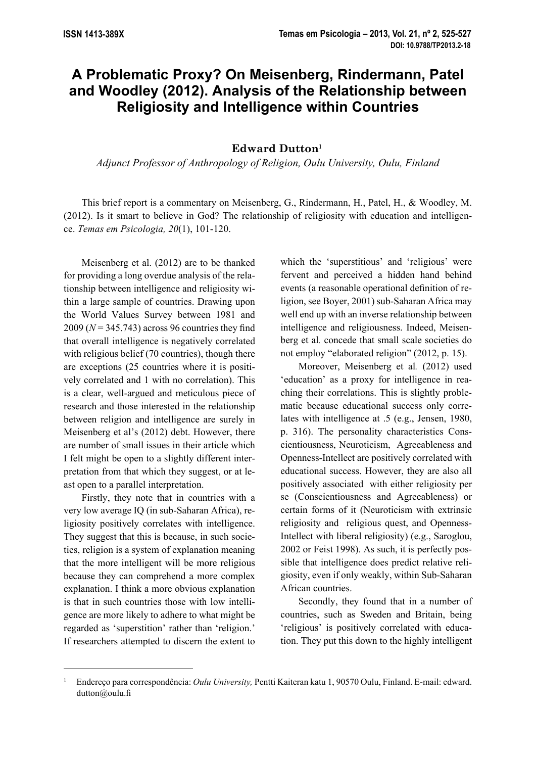# A Problematic Proxy? On Meisenberg, Rindermann, Patel and Woodley (2012). Analysis of the Relationship between Religiosity and Intelligence within Countries

**Edward Dutton**[1]

*Adjunct Professor of Anthropology of Religion, Oulu University, Oulu, Finland*

This brief report is a commentary on Meisenberg, G., Rindermann, H., Patel, H., & Woodley, M. (2012). Is it smart to believe in God? The relationship of religiosity with education and intelligence. *Temas em Psicologia, 20*(1), 101-120.

Meisenberg et al. (2012) are to be thanked for providing a long overdue analysis of the relationship between intelligence and religiosity within a large sample of countries. Drawing upon the World Values Survey between 1981 and 2009 (*N* = 345.743) across 96 countries they find that overall intelligence is negatively correlated with religious belief (70 countries), though there are exceptions (25 countries where it is positively correlated and 1 with no correlation). This is a clear, well-argued and meticulous piece of research and those interested in the relationship between religion and intelligence are surely in Meisenberg et al's (2012) debt. However, there are number of small issues in their article which I felt might be open to a slightly different interpretation from that which they suggest, or at least open to a parallel interpretation.

Firstly, they note that in countries with a very low average IQ (in sub-Saharan Africa), religiosity positively correlates with intelligence. They suggest that this is because, in such societies, religion is a system of explanation meaning that the more intelligent will be more religious because they can comprehend a more complex explanation. I think a more obvious explanation is that in such countries those with low intelligence are more likely to adhere to what might be regarded as 'superstition' rather than 'religion.' If researchers attempted to discern the extent to which the 'superstitious' and 'religious' were fervent and perceived a hidden hand behind events (a reasonable operational definition of religion, see Boyer, 2001) sub-Saharan Africa may well end up with an inverse relationship between intelligence and religiousness. Indeed, Meisenberg et al*.* concede that small scale societies do not employ "elaborated religion" (2012, p. 15).

Moreover, Meisenberg et al*.* (2012) used 'education' as a proxy for intelligence in reaching their correlations. This is slightly problematic because educational success only correlates with intelligence at .5 (e.g., Jensen, 1980, p. 316). The personality characteristics Conscientiousness, Neuroticism, Agreeableness and Openness-Intellect are positively correlated with educational success. However, they are also all positively associated with either religiosity per se (Conscientiousness and Agreeableness) or certain forms of it (Neuroticism with extrinsic religiosity and religious quest, and Openness-Intellect with liberal religiosity) (e.g., Saroglou, 2002 or Feist 1998). As such, it is perfectly possible that intelligence does predict relative religiosity, even if only weakly, within Sub-Saharan African countries.

Secondly, they found that in a number of countries, such as Sweden and Britain, being 'religious' is positively correlated with education. They put this down to the highly intelligent

[1] Endereço para correspondência: *Oulu University,* Pentti Kaiteran katu 1, 90570 Oulu, Finland. E-mail: edward.dutton@oulu.fi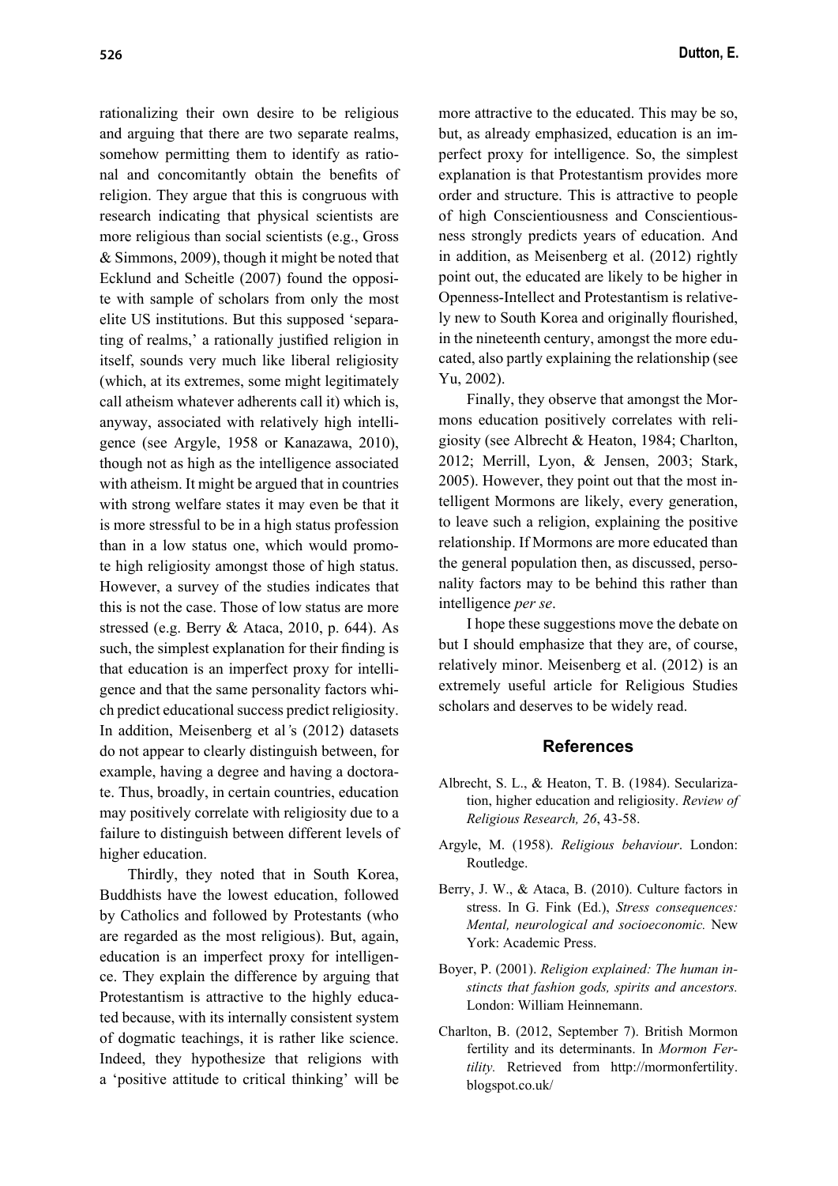rationalizing their own desire to be religious and arguing that there are two separate realms, somehow permitting them to identify as rational and concomitantly obtain the benefits of religion. They argue that this is congruous with research indicating that physical scientists are more religious than social scientists (e.g., Gross & Simmons, 2009), though it might be noted that Ecklund and Scheitle (2007) found the opposite with sample of scholars from only the most elite US institutions. But this supposed 'separating of realms,' a rationally justified religion in itself, sounds very much like liberal religiosity (which, at its extremes, some might legitimately call atheism whatever adherents call it) which is, anyway, associated with relatively high intelligence (see Argyle, 1958 or Kanazawa, 2010), though not as high as the intelligence associated with atheism. It might be argued that in countries with strong welfare states it may even be that it is more stressful to be in a high status profession than in a low status one, which would promote high religiosity amongst those of high status. However, a survey of the studies indicates that this is not the case. Those of low status are more stressed (e.g. Berry & Ataca, 2010, p. 644). As such, the simplest explanation for their finding is that education is an imperfect proxy for intelligence and that the same personality factors which predict educational success predict religiosity. In addition, Meisenberg et al*'*s (2012) datasets do not appear to clearly distinguish between, for example, having a degree and having a doctorate. Thus, broadly, in certain countries, education may positively correlate with religiosity due to a failure to distinguish between different levels of higher education.

Thirdly, they noted that in South Korea, Buddhists have the lowest education, followed by Catholics and followed by Protestants (who are regarded as the most religious). But, again, education is an imperfect proxy for intelligence. They explain the difference by arguing that Protestantism is attractive to the highly educated because, with its internally consistent system of dogmatic teachings, it is rather like science. Indeed, they hypothesize that religions with a 'positive attitude to critical thinking' will be more attractive to the educated. This may be so, but, as already emphasized, education is an imperfect proxy for intelligence. So, the simplest explanation is that Protestantism provides more order and structure. This is attractive to people of high Conscientiousness and Conscientiousness strongly predicts years of education. And in addition, as Meisenberg et al. (2012) rightly point out, the educated are likely to be higher in Openness-Intellect and Protestantism is relatively new to South Korea and originally flourished, in the nineteenth century, amongst the more educated, also partly explaining the relationship (see Yu, 2002).

Finally, they observe that amongst the Mormons education positively correlates with religiosity (see Albrecht & Heaton, 1984; Charlton, 2012; Merrill, Lyon, & Jensen, 2003; Stark, 2005). However, they point out that the most intelligent Mormons are likely, every generation, to leave such a religion, explaining the positive relationship. If Mormons are more educated than the general population then, as discussed, personality factors may to be behind this rather than intelligence *per se*.

I hope these suggestions move the debate on but I should emphasize that they are, of course, relatively minor. Meisenberg et al. (2012) is an extremely useful article for Religious Studies scholars and deserves to be widely read.

## References

Albrecht, S. L., & Heaton, T. B. (1984). Secularization, higher education and religiosity. *Review of Religious Research, 26*, 43-58.

Argyle, M. (1958). *Religious behaviour*. London: Routledge.

Berry, J. W., & Ataca, B. (2010). Culture factors in stress. In G. Fink (Ed.), *Stress consequences: Mental, neurological and socioeconomic.* New York: Academic Press.

Boyer, P. (2001). *Religion explained: The human instincts that fashion gods, spirits and ancestors.* London: William Heinnemann.

Charlton, B. (2012, September 7). British Mormon fertility and its determinants. In *Mormon Fertility.* Retrieved from http://mormonfertility.blogspot.co.uk/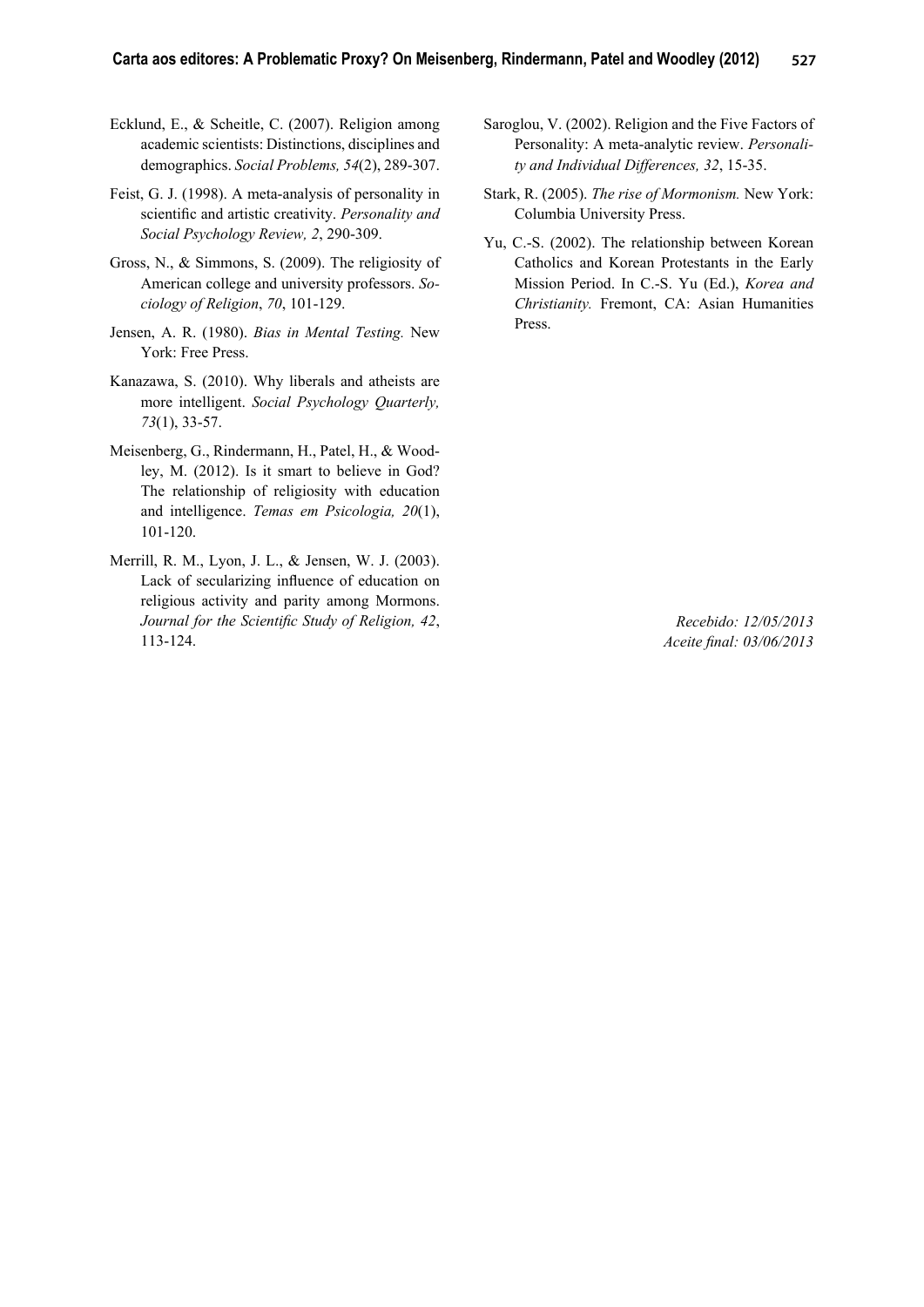Ecklund, E., & Scheitle, C. (2007). Religion among academic scientists: Distinctions, disciplines and demographics. *Social Problems, 54*(2), 289-307.

Feist, G. J. (1998). A meta-analysis of personality in scientific and artistic creativity. *Personality and Social Psychology Review, 2*, 290-309.

Gross, N., & Simmons, S. (2009). The religiosity of American college and university professors. *Sociology of Religion*, *70*, 101-129.

Jensen, A. R. (1980). *Bias in Mental Testing.* New York: Free Press.

Kanazawa, S. (2010). Why liberals and atheists are more intelligent. *Social Psychology Quarterly, 73*(1), 33-57.

Meisenberg, G., Rindermann, H., Patel, H., & Woodley, M. (2012). Is it smart to believe in God? The relationship of religiosity with education and intelligence. *Temas em Psicologia, 20*(1), 101-120.

Merrill, R. M., Lyon, J. L., & Jensen, W. J. (2003). Lack of secularizing influence of education on religious activity and parity among Mormons. *Journal for the Scientific Study of Religion, 42*, 113-124.

Saroglou, V. (2002). Religion and the Five Factors of Personality: A meta-analytic review. *Personality and Individual Differences, 32*, 15-35.

Stark, R. (2005). *The rise of Mormonism.* New York: Columbia University Press.

Yu, C.-S. (2002). The relationship between Korean Catholics and Korean Protestants in the Early Mission Period. In C.-S. Yu (Ed.), *Korea and Christianity.* Fremont, CA: Asian Humanities Press.

*Recebido: 12/05/2013*
*Aceite final: 03/06/2013*